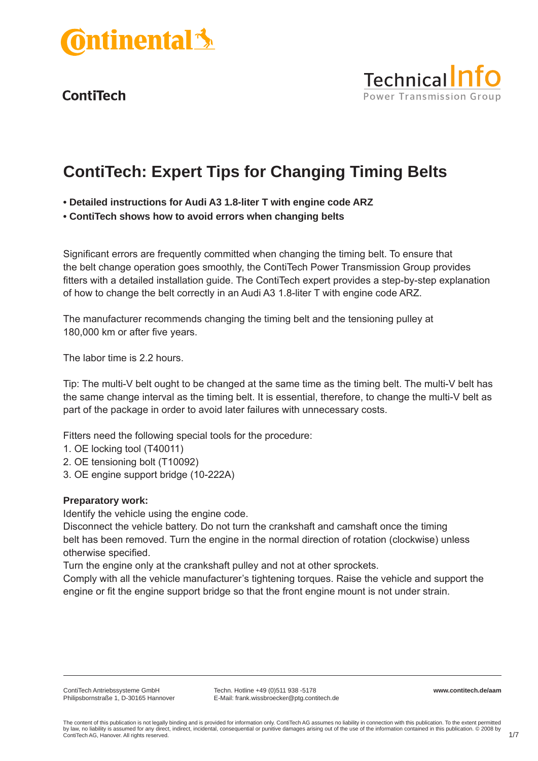Continental

ContiTech

Technical Info
Power Transmission Group

# ContiTech: Expert Tips for Changing Timing Belts

- **Detailed instructions for Audi A3 1.8-liter T with engine code ARZ**
- **ContiTech shows how to avoid errors when changing belts**

Significant errors are frequently committed when changing the timing belt. To ensure that the belt change operation goes smoothly, the ContiTech Power Transmission Group provides fitters with a detailed installation guide. The ContiTech expert provides a step-by-step explanation of how to change the belt correctly in an Audi A3 1.8-liter T with engine code ARZ.

The manufacturer recommends changing the timing belt and the tensioning pulley at 180,000 km or after five years.

The labor time is 2.2 hours.

Tip: The multi-V belt ought to be changed at the same time as the timing belt. The multi-V belt has the same change interval as the timing belt. It is essential, therefore, to change the multi-V belt as part of the package in order to avoid later failures with unnecessary costs.

Fitters need the following special tools for the procedure:

1. OE locking tool (T40011)
2. OE tensioning bolt (T10092)
3. OE engine support bridge (10-222A)

**Preparatory work:**

Identify the vehicle using the engine code.

Disconnect the vehicle battery. Do not turn the crankshaft and camshaft once the timing belt has been removed. Turn the engine in the normal direction of rotation (clockwise) unless otherwise specified.

Turn the engine only at the crankshaft pulley and not at other sprockets.

Comply with all the vehicle manufacturer's tightening torques. Raise the vehicle and support the engine or fit the engine support bridge so that the front engine mount is not under strain.

ContiTech Antriebssysteme GmbH
Philipsbornstraße 1, D-30165 Hannover

Techn. Hotline +49 (0)511 938 -5178
E-Mail: frank.wissbroecker@ptg.contitech.de

**www.contitech.de/aam**

The content of this publication is not legally binding and is provided for information only. ContiTech AG assumes no liability in connection with this publication. To the extent permitted by law, no liability is assumed for any direct, indirect, incidental, consequential or punitive damages arising out of the use of the information contained in this publication. © 2008 by ContiTech AG, Hanover. All rights reserved.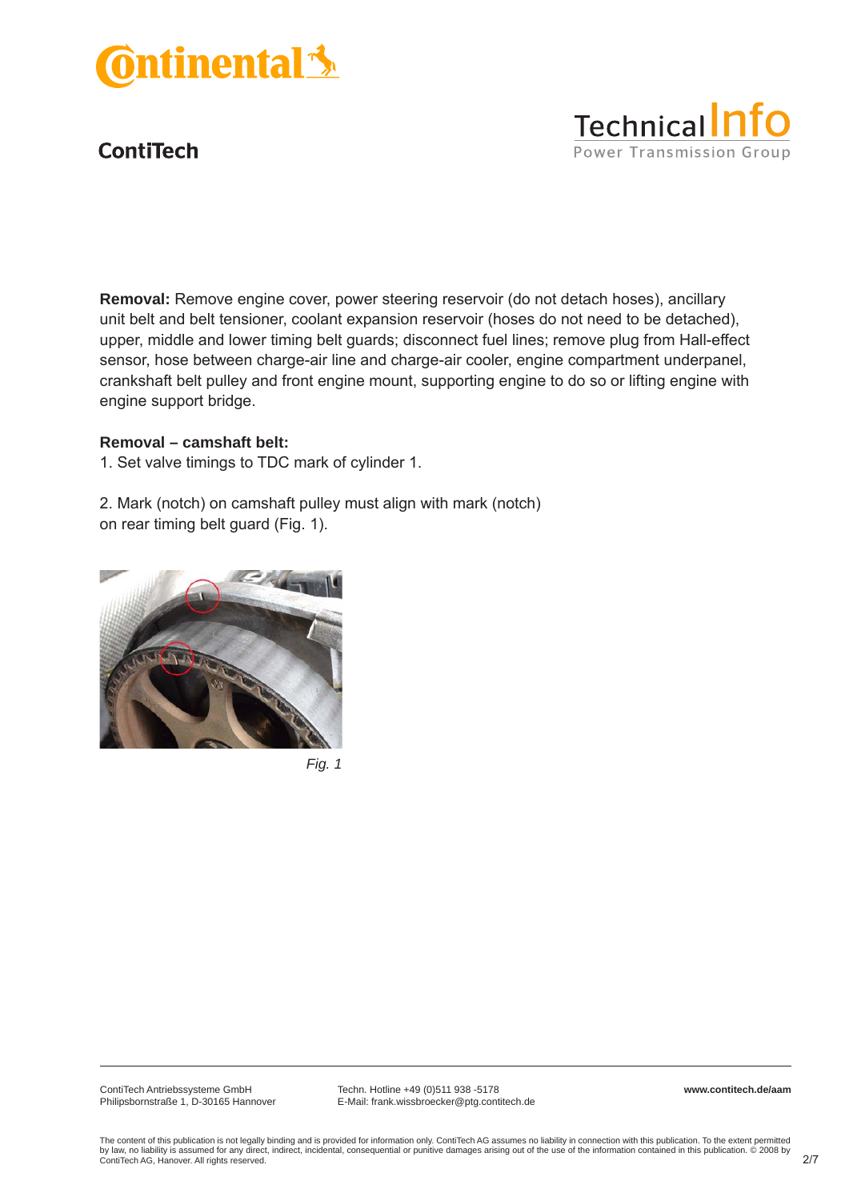**Removal:** Remove engine cover, power steering reservoir (do not detach hoses), ancillary unit belt and belt tensioner, coolant expansion reservoir (hoses do not need to be detached), upper, middle and lower timing belt guards; disconnect fuel lines; remove plug from Hall-effect sensor, hose between charge-air line and charge-air cooler, engine compartment underpanel, crankshaft belt pulley and front engine mount, supporting engine to do so or lifting engine with engine support bridge.

**Removal – camshaft belt:**

1. Set valve timings to TDC mark of cylinder 1.

2. Mark (notch) on camshaft pulley must align with mark (notch) on rear timing belt guard (Fig. 1).

*Fig. 1*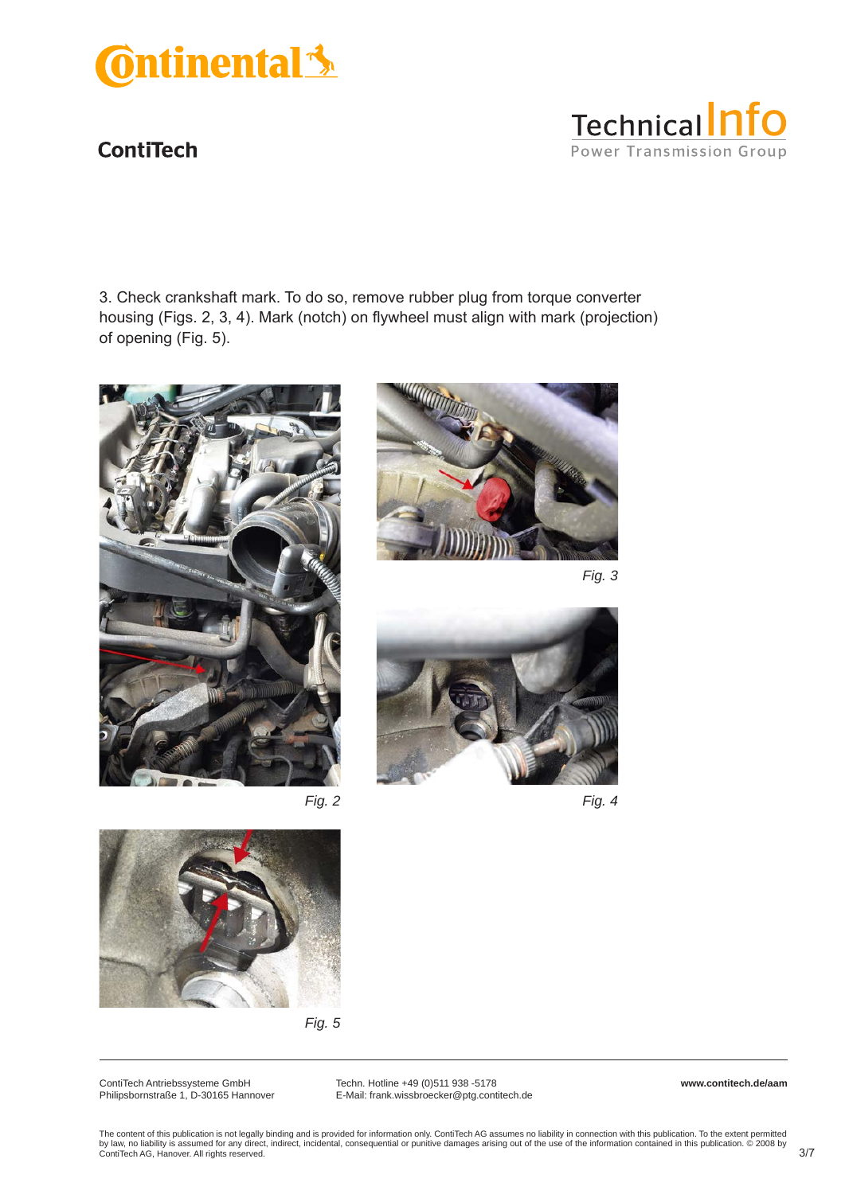3. Check crankshaft mark. To do so, remove rubber plug from torque converter housing (Figs. 2, 3, 4). Mark (notch) on flywheel must align with mark (projection) of opening (Fig. 5).

*Fig. 2*

*Fig. 3*

*Fig. 4*

*Fig. 5*

ContiTech Antriebssysteme GmbH
Philipsbornstraße 1, D-30165 Hannover

Techn. Hotline +49 (0)511 938 -5178
E-Mail: frank.wissbroecker@ptg.contitech.de

**www.contitech.de/aam**

The content of this publication is not legally binding and is provided for information only. ContiTech AG assumes no liability in connection with this publication. To the extent permitted by law, no liability is assumed for any direct, indirect, incidental, consequential or punitive damages arising out of the use of the information contained in this publication. © 2008 by ContiTech AG, Hanover. All rights reserved.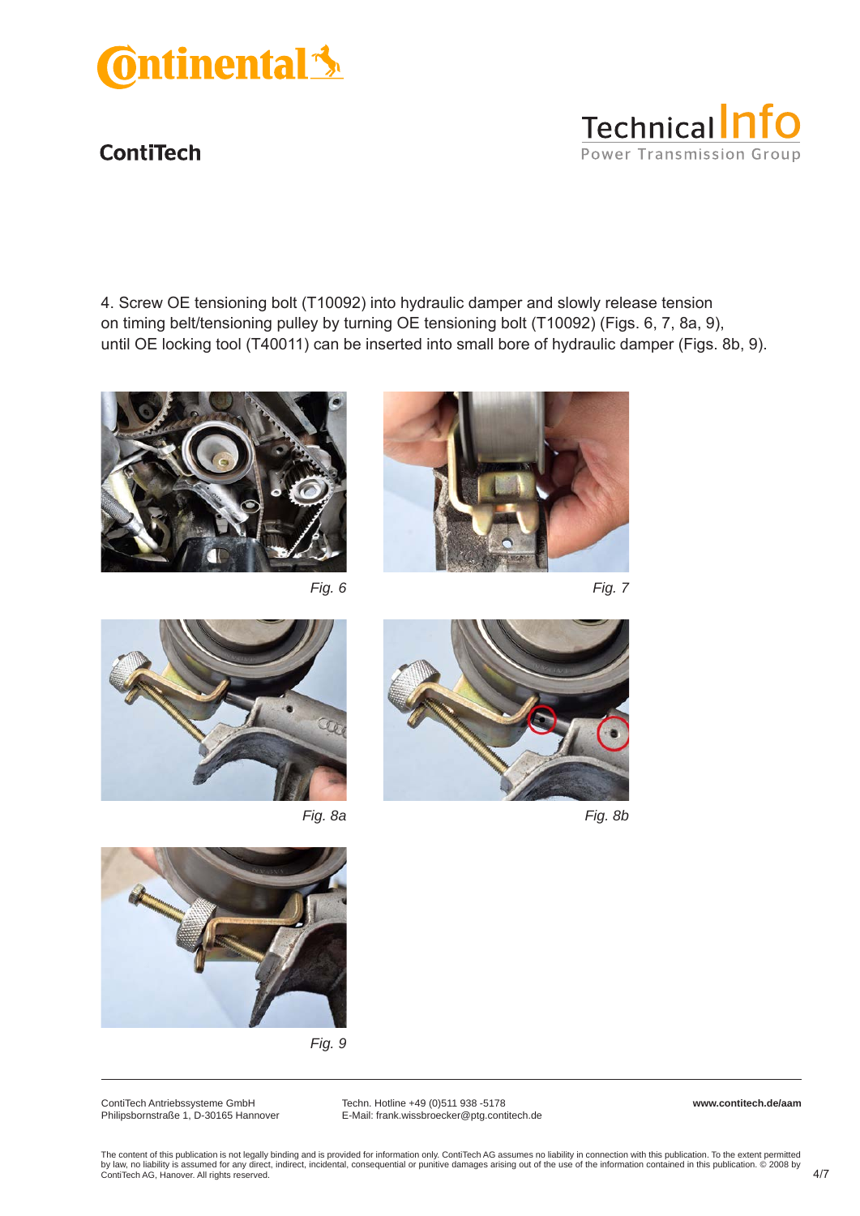4. Screw OE tensioning bolt (T10092) into hydraulic damper and slowly release tension on timing belt/tensioning pulley by turning OE tensioning bolt (T10092) (Figs. 6, 7, 8a, 9), until OE locking tool (T40011) can be inserted into small bore of hydraulic damper (Figs. 8b, 9).

*Fig. 6*

*Fig. 7*

*Fig. 8a*

*Fig. 8b*

*Fig. 9*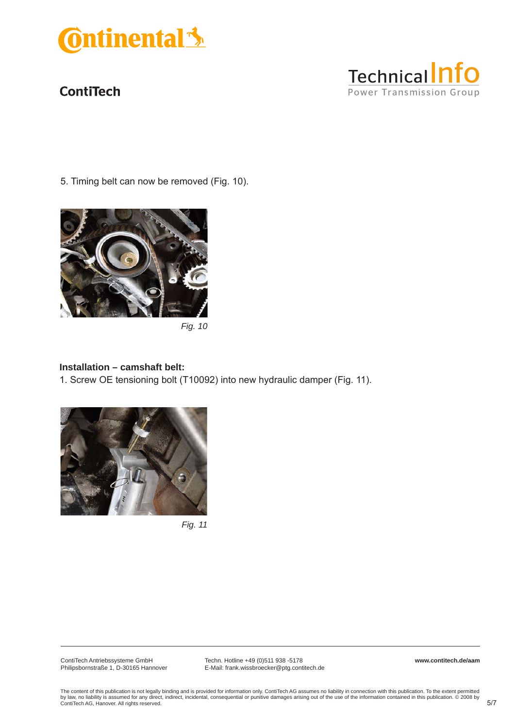5. Timing belt can now be removed (Fig. 10).

*Fig. 10*

**Installation – camshaft belt:**

1. Screw OE tensioning bolt (T10092) into new hydraulic damper (Fig. 11).

*Fig. 11*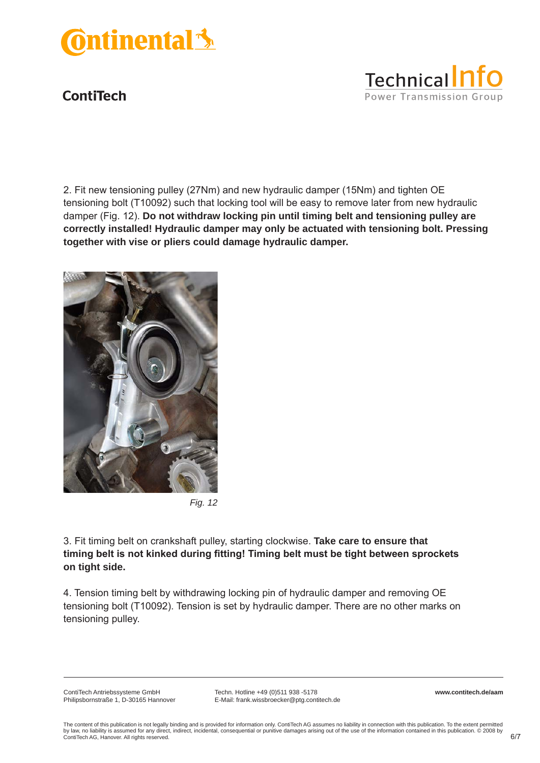2. Fit new tensioning pulley (27Nm) and new hydraulic damper (15Nm) and tighten OE tensioning bolt (T10092) such that locking tool will be easy to remove later from new hydraulic damper (Fig. 12). **Do not withdraw locking pin until timing belt and tensioning pulley are correctly installed! Hydraulic damper may only be actuated with tensioning bolt. Pressing together with vise or pliers could damage hydraulic damper.**

*Fig. 12*

3. Fit timing belt on crankshaft pulley, starting clockwise. **Take care to ensure that timing belt is not kinked during fitting! Timing belt must be tight between sprockets on tight side.**

4. Tension timing belt by withdrawing locking pin of hydraulic damper and removing OE tensioning bolt (T10092). Tension is set by hydraulic damper. There are no other marks on tensioning pulley.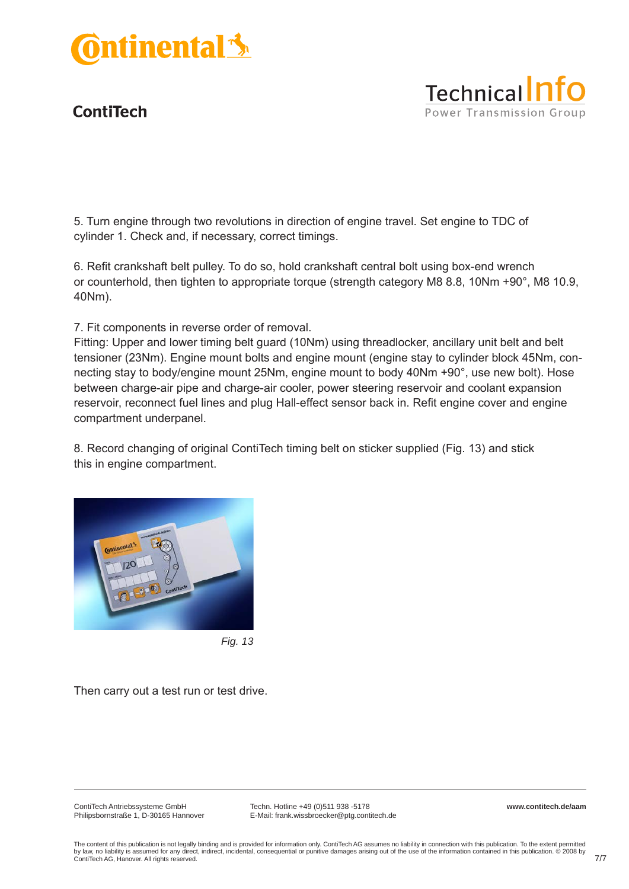5. Turn engine through two revolutions in direction of engine travel. Set engine to TDC of cylinder 1. Check and, if necessary, correct timings.

6. Refit crankshaft belt pulley. To do so, hold crankshaft central bolt using box-end wrench or counterhold, then tighten to appropriate torque (strength category M8 8.8, 10Nm +90°, M8 10.9, 40Nm).

7. Fit components in reverse order of removal.
Fitting: Upper and lower timing belt guard (10Nm) using threadlocker, ancillary unit belt and belt tensioner (23Nm). Engine mount bolts and engine mount (engine stay to cylinder block 45Nm, connecting stay to body/engine mount 25Nm, engine mount to body 40Nm +90°, use new bolt). Hose between charge-air pipe and charge-air cooler, power steering reservoir and coolant expansion reservoir, reconnect fuel lines and plug Hall-effect sensor back in. Refit engine cover and engine compartment underpanel.

8. Record changing of original ContiTech timing belt on sticker supplied (Fig. 13) and stick this in engine compartment.

*Fig. 13*

Then carry out a test run or test drive.

ContiTech Antriebssysteme GmbH
Philipsbornstraße 1, D-30165 Hannover

Techn. Hotline +49 (0)511 938 -5178
E-Mail: frank.wissbroecker@ptg.contitech.de

**www.contitech.de/aam**

The content of this publication is not legally binding and is provided for information only. ContiTech AG assumes no liability in connection with this publication. To the extent permitted by law, no liability is assumed for any direct, indirect, incidental, consequential or punitive damages arising out of the use of the information contained in this publication. © 2008 by ContiTech AG, Hanover. All rights reserved.